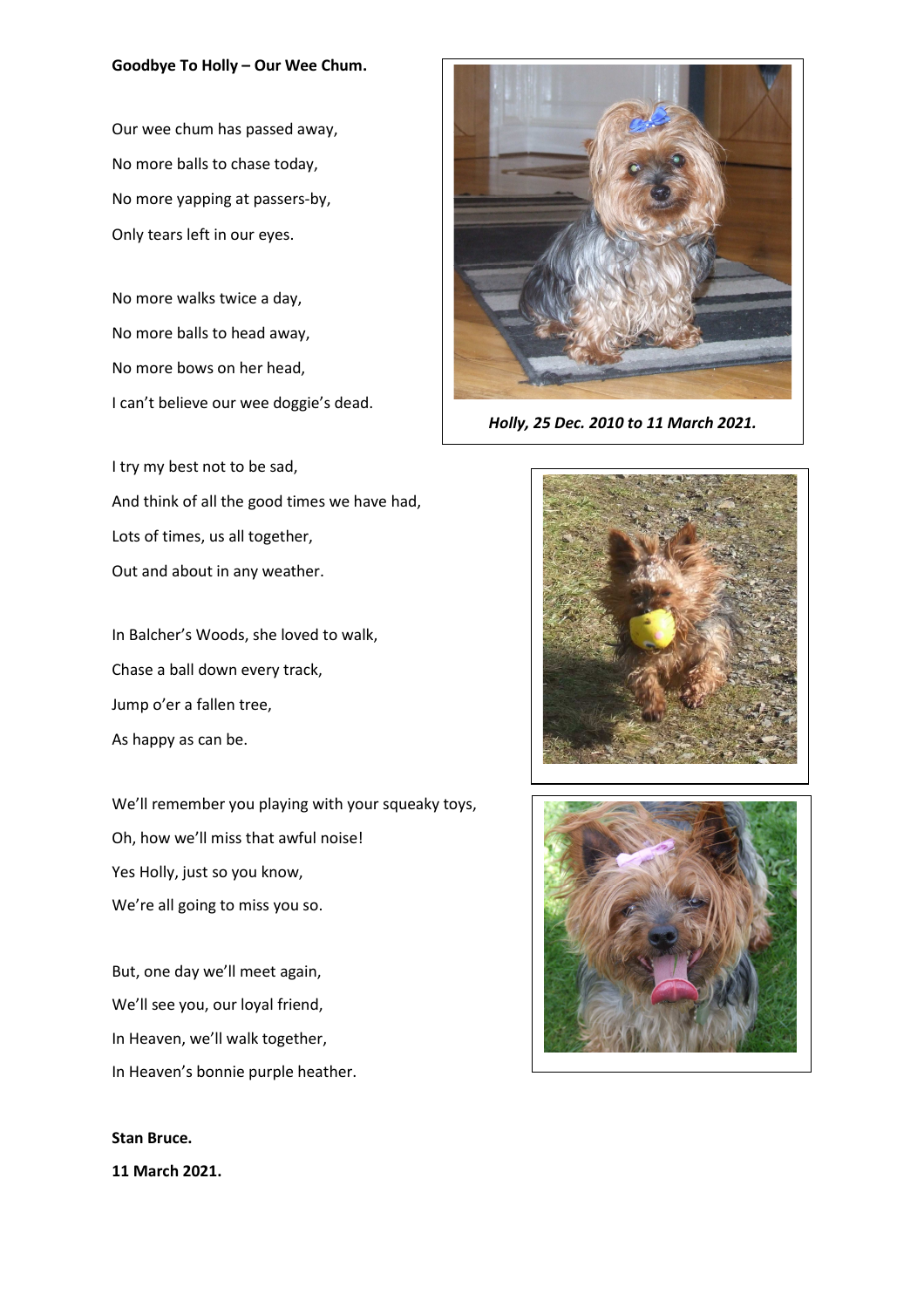**Goodbye To Holly – Our Wee Chum.**

Our wee chum has passed away,
No more balls to chase today,
No more yapping at passers-by,
Only tears left in our eyes.

No more walks twice a day,
No more balls to head away,
No more bows on her head,
I can't believe our wee doggie's dead.

I try my best not to be sad,
And think of all the good times we have had,
Lots of times, us all together,
Out and about in any weather.

In Balcher's Woods, she loved to walk,
Chase a ball down every track,
Jump o'er a fallen tree,
As happy as can be.

We'll remember you playing with your squeaky toys,
Oh, how we'll miss that awful noise!
Yes Holly, just so you know,
We're all going to miss you so.

But, one day we'll meet again,
We'll see you, our loyal friend,
In Heaven, we'll walk together,
In Heaven's bonnie purple heather.

**Stan Bruce.**
**11 March 2021.**

***Holly, 25 Dec. 2010 to 11 March 2021.***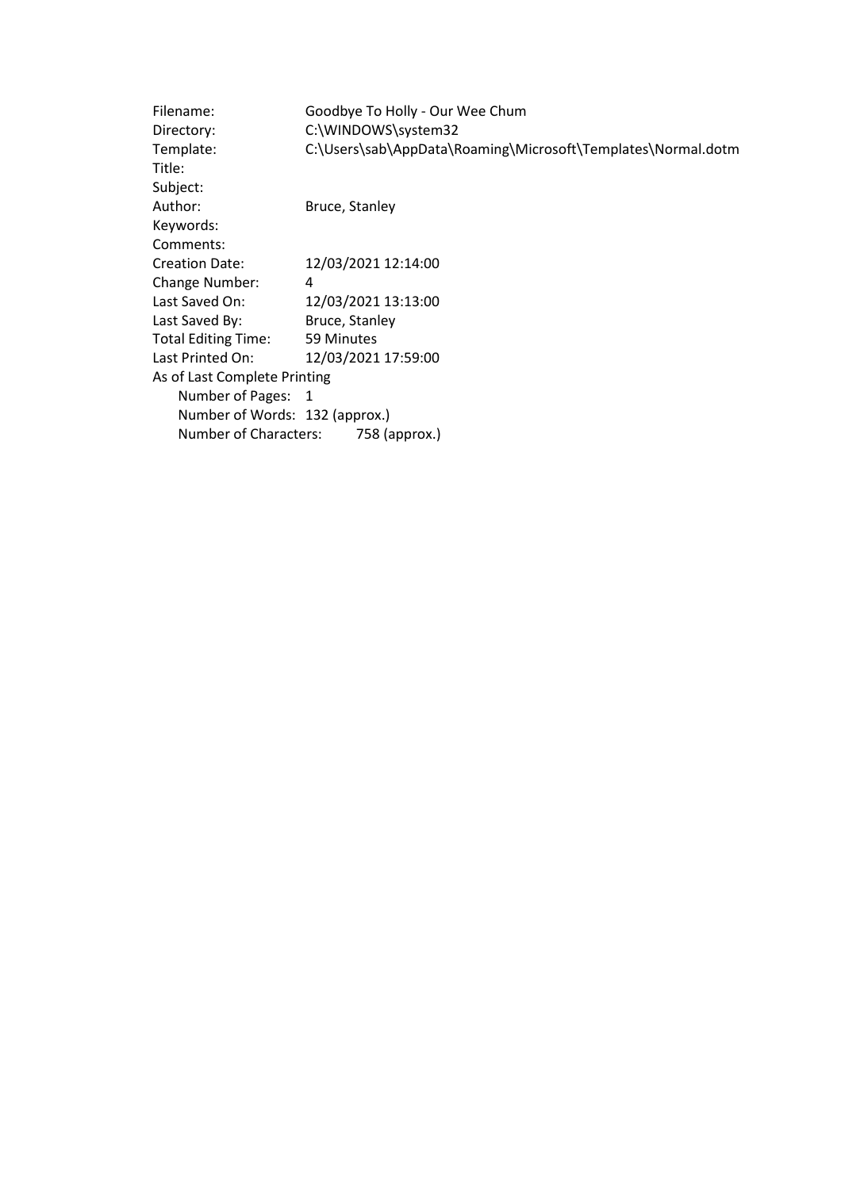Filename: Goodbye To Holly - Our Wee Chum
Directory: C:\WINDOWS\system32
Template: C:\Users\sab\AppData\Roaming\Microsoft\Templates\Normal.dotm
Title:
Subject:
Author: Bruce, Stanley
Keywords:
Comments:
Creation Date: 12/03/2021 12:14:00
Change Number: 4
Last Saved On: 12/03/2021 13:13:00
Last Saved By: Bruce, Stanley
Total Editing Time: 59 Minutes
Last Printed On: 12/03/2021 17:59:00
As of Last Complete Printing
Number of Pages: 1
Number of Words: 132 (approx.)
Number of Characters: 758 (approx.)